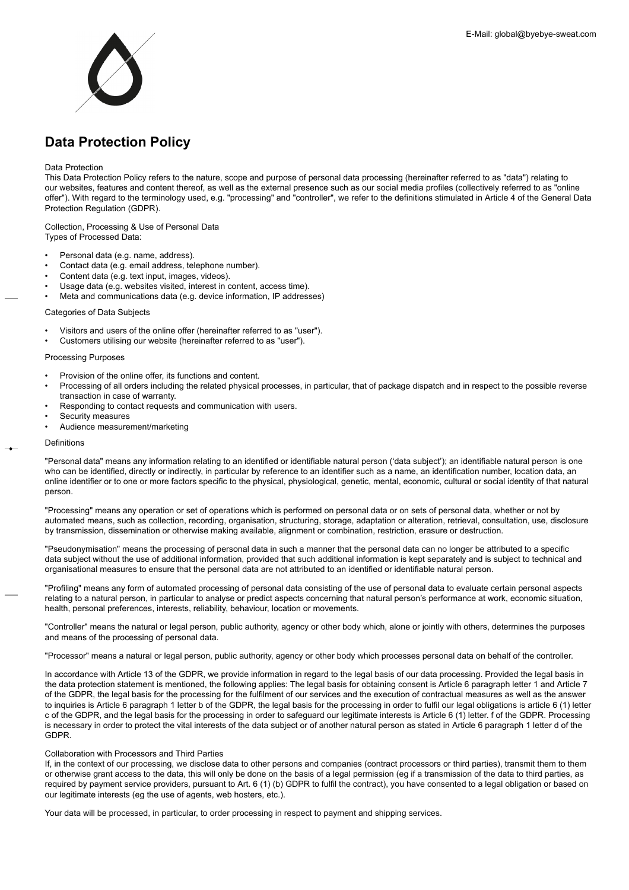E-Mail: global@byebye-sweat.com

# Data Protection Policy

Data Protection

This Data Protection Policy refers to the nature, scope and purpose of personal data processing (hereinafter referred to as "data") relating to our websites, features and content thereof, as well as the external presence such as our social media profiles (collectively referred to as "online offer"). With regard to the terminology used, e.g. "processing" and "controller", we refer to the definitions stimulated in Article 4 of the General Data Protection Regulation (GDPR).

Collection, Processing & Use of Personal Data

Types of Processed Data:

- Personal data (e.g. name, address).
- Contact data (e.g. email address, telephone number).
- Content data (e.g. text input, images, videos).
- Usage data (e.g. websites visited, interest in content, access time).
- Meta and communications data (e.g. device information, IP addresses)

Categories of Data Subjects

- Visitors and users of the online offer (hereinafter referred to as "user").
- Customers utilising our website (hereinafter referred to as "user").

Processing Purposes

- Provision of the online offer, its functions and content.
- Processing of all orders including the related physical processes, in particular, that of package dispatch and in respect to the possible reverse transaction in case of warranty.
- Responding to contact requests and communication with users.
- Security measures
- Audience measurement/marketing

Definitions

"Personal data" means any information relating to an identified or identifiable natural person ('data subject'); an identifiable natural person is one who can be identified, directly or indirectly, in particular by reference to an identifier such as a name, an identification number, location data, an online identifier or to one or more factors specific to the physical, physiological, genetic, mental, economic, cultural or social identity of that natural person.

"Processing" means any operation or set of operations which is performed on personal data or on sets of personal data, whether or not by automated means, such as collection, recording, organisation, structuring, storage, adaptation or alteration, retrieval, consultation, use, disclosure by transmission, dissemination or otherwise making available, alignment or combination, restriction, erasure or destruction.

"Pseudonymisation" means the processing of personal data in such a manner that the personal data can no longer be attributed to a specific data subject without the use of additional information, provided that such additional information is kept separately and is subject to technical and organisational measures to ensure that the personal data are not attributed to an identified or identifiable natural person.

"Profiling" means any form of automated processing of personal data consisting of the use of personal data to evaluate certain personal aspects relating to a natural person, in particular to analyse or predict aspects concerning that natural person's performance at work, economic situation, health, personal preferences, interests, reliability, behaviour, location or movements.

"Controller" means the natural or legal person, public authority, agency or other body which, alone or jointly with others, determines the purposes and means of the processing of personal data.

"Processor" means a natural or legal person, public authority, agency or other body which processes personal data on behalf of the controller.

In accordance with Article 13 of the GDPR, we provide information in regard to the legal basis of our data processing. Provided the legal basis in the data protection statement is mentioned, the following applies: The legal basis for obtaining consent is Article 6 paragraph letter 1 and Article 7 of the GDPR, the legal basis for the processing for the fulfilment of our services and the execution of contractual measures as well as the answer to inquiries is Article 6 paragraph 1 letter b of the GDPR, the legal basis for the processing in order to fulfil our legal obligations is article 6 (1) letter c of the GDPR, and the legal basis for the processing in order to safeguard our legitimate interests is Article 6 (1) letter. f of the GDPR. Processing is necessary in order to protect the vital interests of the data subject or of another natural person as stated in Article 6 paragraph 1 letter d of the GDPR.

Collaboration with Processors and Third Parties

If, in the context of our processing, we disclose data to other persons and companies (contract processors or third parties), transmit them to them or otherwise grant access to the data, this will only be done on the basis of a legal permission (eg if a transmission of the data to third parties, as required by payment service providers, pursuant to Art. 6 (1) (b) GDPR to fulfil the contract), you have consented to a legal obligation or based on our legitimate interests (eg the use of agents, web hosters, etc.).

Your data will be processed, in particular, to order processing in respect to payment and shipping services.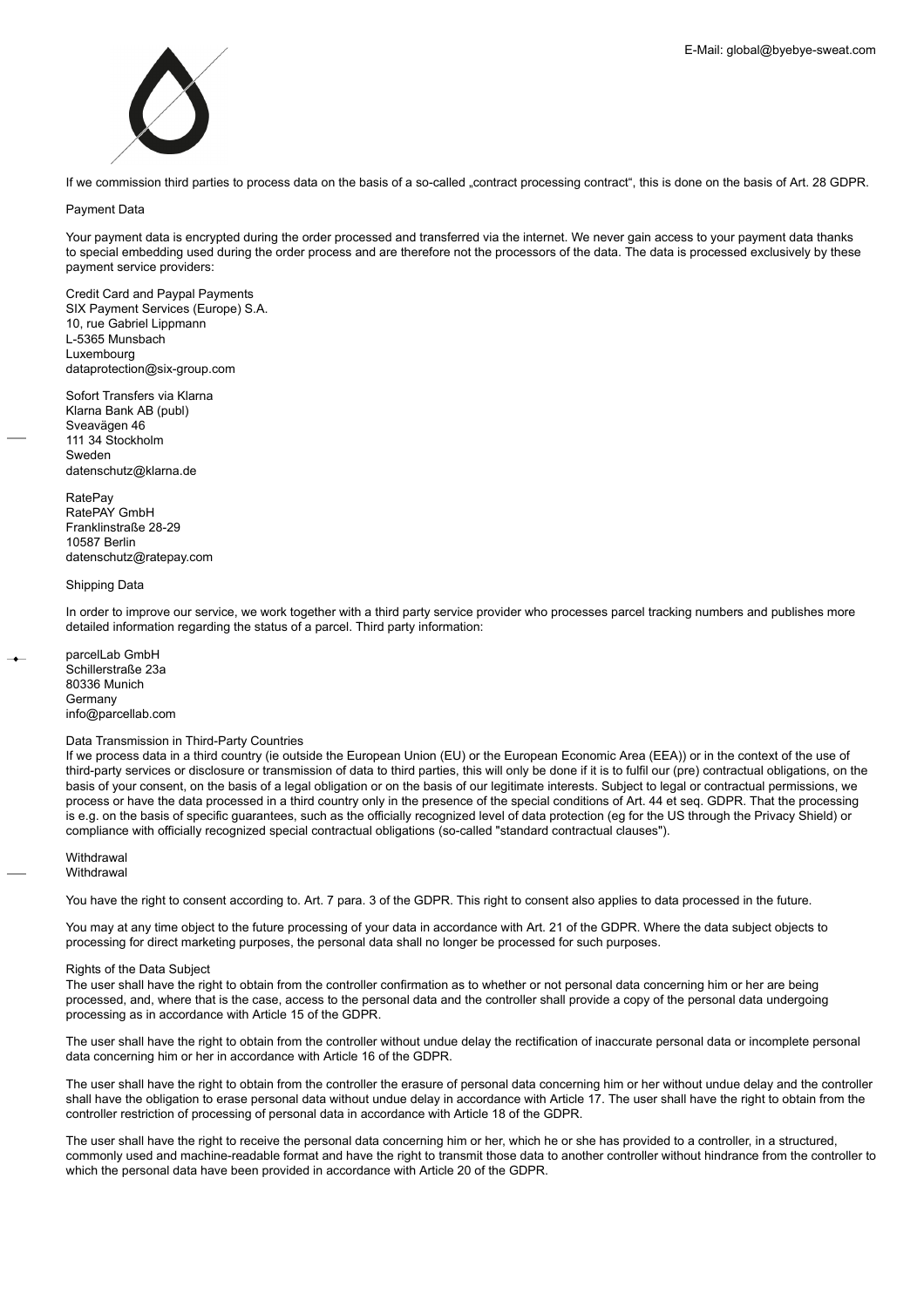If we commission third parties to process data on the basis of a so-called „contract processing contract", this is done on the basis of Art. 28 GDPR.

## Payment Data

Your payment data is encrypted during the order processed and transferred via the internet. We never gain access to your payment data thanks to special embedding used during the order process and are therefore not the processors of the data. The data is processed exclusively by these payment service providers:

Credit Card and Paypal Payments
SIX Payment Services (Europe) S.A.
10, rue Gabriel Lippmann
L-5365 Munsbach
Luxembourg
dataprotection@six-group.com

Sofort Transfers via Klarna
Klarna Bank AB (publ)
Sveavägen 46
111 34 Stockholm
Sweden
datenschutz@klarna.de

RatePay
RatePAY GmbH
Franklinstraße 28-29
10587 Berlin
datenschutz@ratepay.com

## Shipping Data

In order to improve our service, we work together with a third party service provider who processes parcel tracking numbers and publishes more detailed information regarding the status of a parcel. Third party information:

parcelLab GmbH
Schillerstraße 23a
80336 Munich
Germany
info@parcellab.com

## Data Transmission in Third-Party Countries

If we process data in a third country (ie outside the European Union (EU) or the European Economic Area (EEA)) or in the context of the use of third-party services or disclosure or transmission of data to third parties, this will only be done if it is to fulfil our (pre) contractual obligations, on the basis of your consent, on the basis of a legal obligation or on the basis of our legitimate interests. Subject to legal or contractual permissions, we process or have the data processed in a third country only in the presence of the special conditions of Art. 44 et seq. GDPR. That the processing is e.g. on the basis of specific guarantees, such as the officially recognized level of data protection (eg for the US through the Privacy Shield) or compliance with officially recognized special contractual obligations (so-called "standard contractual clauses").

## Withdrawal

Withdrawal

You have the right to consent according to. Art. 7 para. 3 of the GDPR. This right to consent also applies to data processed in the future.

You may at any time object to the future processing of your data in accordance with Art. 21 of the GDPR. Where the data subject objects to processing for direct marketing purposes, the personal data shall no longer be processed for such purposes.

## Rights of the Data Subject

The user shall have the right to obtain from the controller confirmation as to whether or not personal data concerning him or her are being processed, and, where that is the case, access to the personal data and the controller shall provide a copy of the personal data undergoing processing as in accordance with Article 15 of the GDPR.

The user shall have the right to obtain from the controller without undue delay the rectification of inaccurate personal data or incomplete personal data concerning him or her in accordance with Article 16 of the GDPR.

The user shall have the right to obtain from the controller the erasure of personal data concerning him or her without undue delay and the controller shall have the obligation to erase personal data without undue delay in accordance with Article 17. The user shall have the right to obtain from the controller restriction of processing of personal data in accordance with Article 18 of the GDPR.

The user shall have the right to receive the personal data concerning him or her, which he or she has provided to a controller, in a structured, commonly used and machine-readable format and have the right to transmit those data to another controller without hindrance from the controller to which the personal data have been provided in accordance with Article 20 of the GDPR.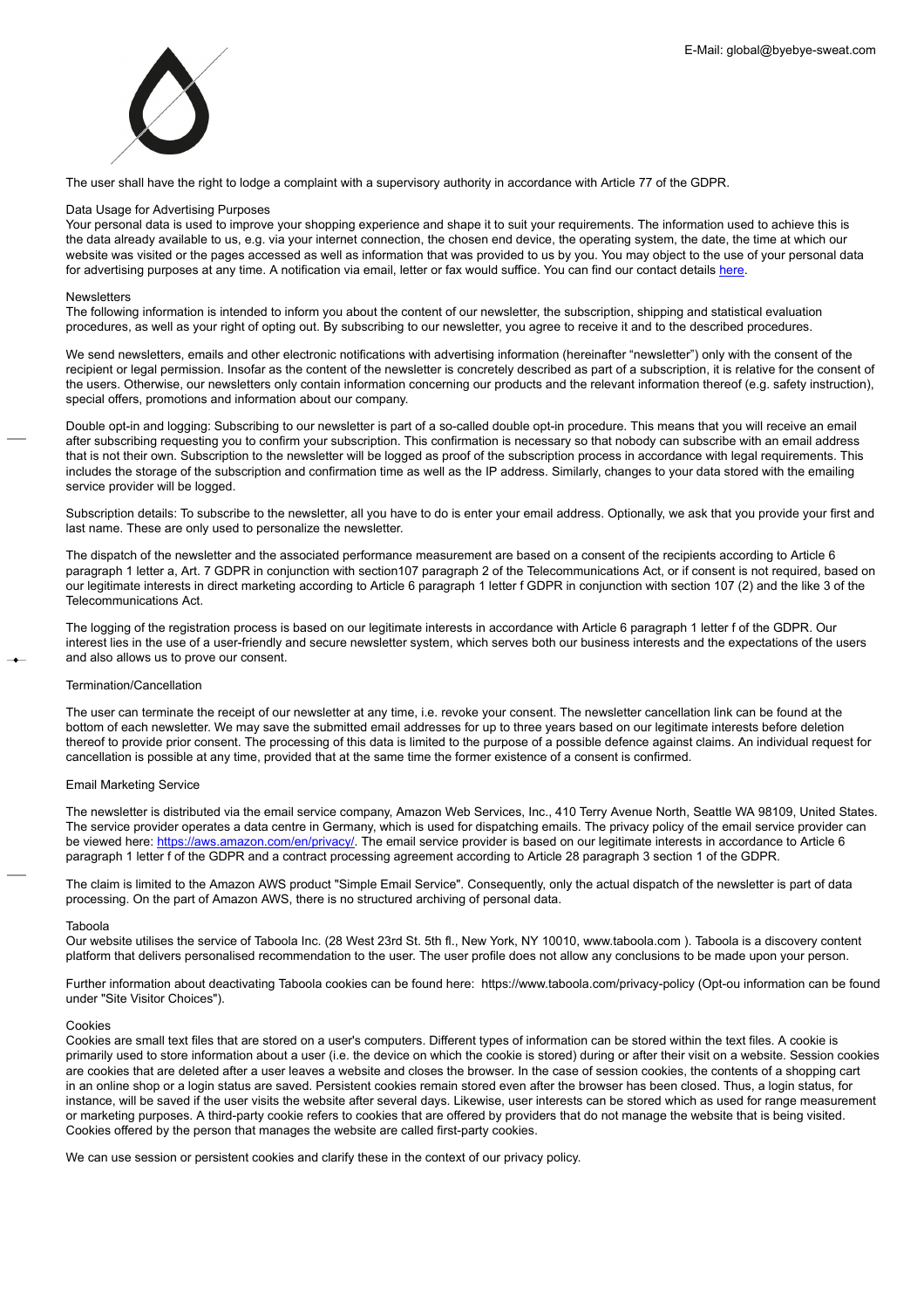The user shall have the right to lodge a complaint with a supervisory authority in accordance with Article 77 of the GDPR.

### Data Usage for Advertising Purposes

Your personal data is used to improve your shopping experience and shape it to suit your requirements. The information used to achieve this is the data already available to us, e.g. via your internet connection, the chosen end device, the operating system, the date, the time at which our website was visited or the pages accessed as well as information that was provided to us by you. You may object to the use of your personal data for advertising purposes at any time. A notification via email, letter or fax would suffice. You can find our contact details [here](here).

### Newsletters

The following information is intended to inform you about the content of our newsletter, the subscription, shipping and statistical evaluation procedures, as well as your right of opting out. By subscribing to our newsletter, you agree to receive it and to the described procedures.

We send newsletters, emails and other electronic notifications with advertising information (hereinafter "newsletter") only with the consent of the recipient or legal permission. Insofar as the content of the newsletter is concretely described as part of a subscription, it is relative for the consent of the users. Otherwise, our newsletters only contain information concerning our products and the relevant information thereof (e.g. safety instruction), special offers, promotions and information about our company.

Double opt-in and logging: Subscribing to our newsletter is part of a so-called double opt-in procedure. This means that you will receive an email after subscribing requesting you to confirm your subscription. This confirmation is necessary so that nobody can subscribe with an email address that is not their own. Subscription to the newsletter will be logged as proof of the subscription process in accordance with legal requirements. This includes the storage of the subscription and confirmation time as well as the IP address. Similarly, changes to your data stored with the emailing service provider will be logged.

Subscription details: To subscribe to the newsletter, all you have to do is enter your email address. Optionally, we ask that you provide your first and last name. These are only used to personalize the newsletter.

The dispatch of the newsletter and the associated performance measurement are based on a consent of the recipients according to Article 6 paragraph 1 letter a, Art. 7 GDPR in conjunction with section107 paragraph 2 of the Telecommunications Act, or if consent is not required, based on our legitimate interests in direct marketing according to Article 6 paragraph 1 letter f GDPR in conjunction with section 107 (2) and the like 3 of the Telecommunications Act.

The logging of the registration process is based on our legitimate interests in accordance with Article 6 paragraph 1 letter f of the GDPR. Our interest lies in the use of a user-friendly and secure newsletter system, which serves both our business interests and the expectations of the users and also allows us to prove our consent.

### Termination/Cancellation

The user can terminate the receipt of our newsletter at any time, i.e. revoke your consent. The newsletter cancellation link can be found at the bottom of each newsletter. We may save the submitted email addresses for up to three years based on our legitimate interests before deletion thereof to provide prior consent. The processing of this data is limited to the purpose of a possible defence against claims. An individual request for cancellation is possible at any time, provided that at the same time the former existence of a consent is confirmed.

### Email Marketing Service

The newsletter is distributed via the email service company, Amazon Web Services, Inc., 410 Terry Avenue North, Seattle WA 98109, United States. The service provider operates a data centre in Germany, which is used for dispatching emails. The privacy policy of the email service provider can be viewed here: [https://aws.amazon.com/en/privacy/](https://aws.amazon.com/en/privacy/). The email service provider is based on our legitimate interests in accordance to Article 6 paragraph 1 letter f of the GDPR and a contract processing agreement according to Article 28 paragraph 3 section 1 of the GDPR.

The claim is limited to the Amazon AWS product "Simple Email Service". Consequently, only the actual dispatch of the newsletter is part of data processing. On the part of Amazon AWS, there is no structured archiving of personal data.

### Taboola

Our website utilises the service of Taboola Inc. (28 West 23rd St. 5th fl., New York, NY 10010, www.taboola.com ). Taboola is a discovery content platform that delivers personalised recommendation to the user. The user profile does not allow any conclusions to be made upon your person.

Further information about deactivating Taboola cookies can be found here: https://www.taboola.com/privacy-policy (Opt-ou information can be found under "Site Visitor Choices").

### Cookies

Cookies are small text files that are stored on a user's computers. Different types of information can be stored within the text files. A cookie is primarily used to store information about a user (i.e. the device on which the cookie is stored) during or after their visit on a website. Session cookies are cookies that are deleted after a user leaves a website and closes the browser. In the case of session cookies, the contents of a shopping cart in an online shop or a login status are saved. Persistent cookies remain stored even after the browser has been closed. Thus, a login status, for instance, will be saved if the user visits the website after several days. Likewise, user interests can be stored which as used for range measurement or marketing purposes. A third-party cookie refers to cookies that are offered by providers that do not manage the website that is being visited. Cookies offered by the person that manages the website are called first-party cookies.

We can use session or persistent cookies and clarify these in the context of our privacy policy.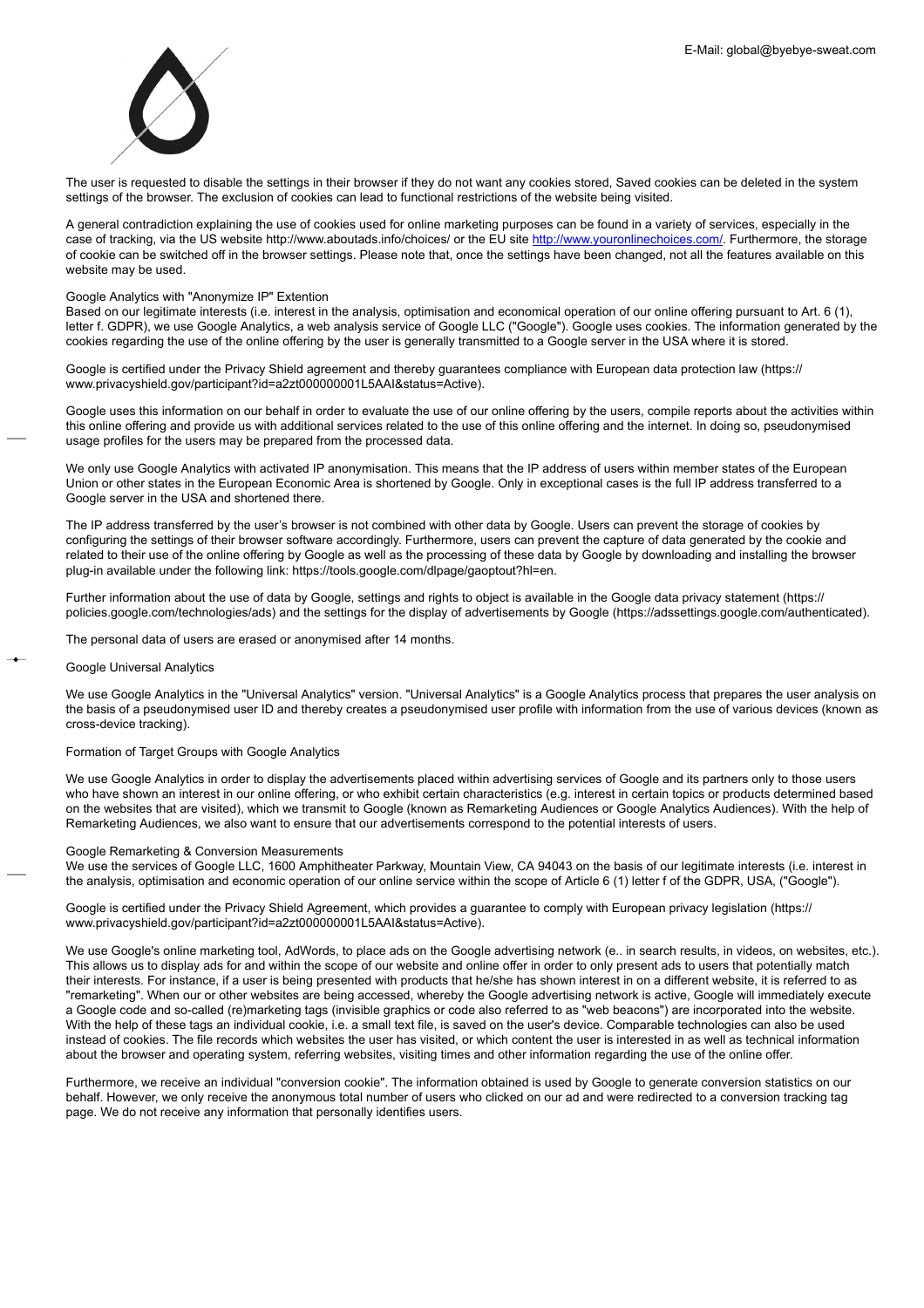The user is requested to disable the settings in their browser if they do not want any cookies stored, Saved cookies can be deleted in the system settings of the browser. The exclusion of cookies can lead to functional restrictions of the website being visited.

A general contradiction explaining the use of cookies used for online marketing purposes can be found in a variety of services, especially in the case of tracking, via the US website http://www.aboutads.info/choices/ or the EU site http://www.youronlinechoices.com/. Furthermore, the storage of cookie can be switched off in the browser settings. Please note that, once the settings have been changed, not all the features available on this website may be used.

Google Analytics with "Anonymize IP" Extention
Based on our legitimate interests (i.e. interest in the analysis, optimisation and economical operation of our online offering pursuant to Art. 6 (1), letter f. GDPR), we use Google Analytics, a web analysis service of Google LLC ("Google"). Google uses cookies. The information generated by the cookies regarding the use of the online offering by the user is generally transmitted to a Google server in the USA where it is stored.

Google is certified under the Privacy Shield agreement and thereby guarantees compliance with European data protection law (https://www.privacyshield.gov/participant?id=a2zt000000001L5AAI&status=Active).

Google uses this information on our behalf in order to evaluate the use of our online offering by the users, compile reports about the activities within this online offering and provide us with additional services related to the use of this online offering and the internet. In doing so, pseudonymised usage profiles for the users may be prepared from the processed data.

We only use Google Analytics with activated IP anonymisation. This means that the IP address of users within member states of the European Union or other states in the European Economic Area is shortened by Google. Only in exceptional cases is the full IP address transferred to a Google server in the USA and shortened there.

The IP address transferred by the user's browser is not combined with other data by Google. Users can prevent the storage of cookies by configuring the settings of their browser software accordingly. Furthermore, users can prevent the capture of data generated by the cookie and related to their use of the online offering by Google as well as the processing of these data by Google by downloading and installing the browser plug-in available under the following link: https://tools.google.com/dlpage/gaoptout?hl=en.

Further information about the use of data by Google, settings and rights to object is available in the Google data privacy statement (https://policies.google.com/technologies/ads) and the settings for the display of advertisements by Google (https://adssettings.google.com/authenticated).

The personal data of users are erased or anonymised after 14 months.

Google Universal Analytics

We use Google Analytics in the "Universal Analytics" version. "Universal Analytics" is a Google Analytics process that prepares the user analysis on the basis of a pseudonymised user ID and thereby creates a pseudonymised user profile with information from the use of various devices (known as cross-device tracking).

Formation of Target Groups with Google Analytics

We use Google Analytics in order to display the advertisements placed within advertising services of Google and its partners only to those users who have shown an interest in our online offering, or who exhibit certain characteristics (e.g. interest in certain topics or products determined based on the websites that are visited), which we transmit to Google (known as Remarketing Audiences or Google Analytics Audiences). With the help of Remarketing Audiences, we also want to ensure that our advertisements correspond to the potential interests of users.

Google Remarketing & Conversion Measurements
We use the services of Google LLC, 1600 Amphitheater Parkway, Mountain View, CA 94043 on the basis of our legitimate interests (i.e. interest in the analysis, optimisation and economic operation of our online service within the scope of Article 6 (1) letter f of the GDPR, USA, ("Google").

Google is certified under the Privacy Shield Agreement, which provides a guarantee to comply with European privacy legislation (https://www.privacyshield.gov/participant?id=a2zt000000001L5AAI&status=Active).

We use Google's online marketing tool, AdWords, to place ads on the Google advertising network (e.. in search results, in videos, on websites, etc.). This allows us to display ads for and within the scope of our website and online offer in order to only present ads to users that potentially match their interests. For instance, if a user is being presented with products that he/she has shown interest in on a different website, it is referred to as "remarketing". When our or other websites are being accessed, whereby the Google advertising network is active, Google will immediately execute a Google code and so-called (re)marketing tags (invisible graphics or code also referred to as "web beacons") are incorporated into the website. With the help of these tags an individual cookie, i.e. a small text file, is saved on the user's device. Comparable technologies can also be used instead of cookies. The file records which websites the user has visited, or which content the user is interested in as well as technical information about the browser and operating system, referring websites, visiting times and other information regarding the use of the online offer.

Furthermore, we receive an individual "conversion cookie". The information obtained is used by Google to generate conversion statistics on our behalf. However, we only receive the anonymous total number of users who clicked on our ad and were redirected to a conversion tracking tag page. We do not receive any information that personally identifies users.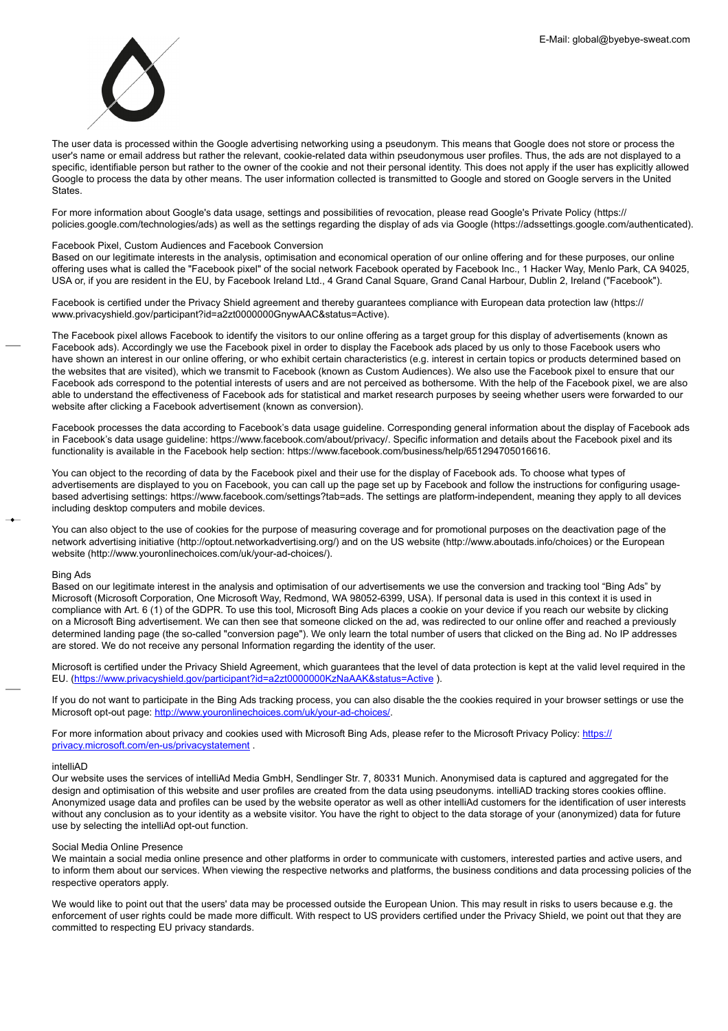The user data is processed within the Google advertising networking using a pseudonym. This means that Google does not store or process the user's name or email address but rather the relevant, cookie-related data within pseudonymous user profiles. Thus, the ads are not displayed to a specific, identifiable person but rather to the owner of the cookie and not their personal identity. This does not apply if the user has explicitly allowed Google to process the data by other means. The user information collected is transmitted to Google and stored on Google servers in the United States.

For more information about Google's data usage, settings and possibilities of revocation, please read Google's Private Policy (https://policies.google.com/technologies/ads) as well as the settings regarding the display of ads via Google (https://adssettings.google.com/authenticated).

Facebook Pixel, Custom Audiences and Facebook Conversion
Based on our legitimate interests in the analysis, optimisation and economical operation of our online offering and for these purposes, our online offering uses what is called the "Facebook pixel" of the social network Facebook operated by Facebook Inc., 1 Hacker Way, Menlo Park, CA 94025, USA or, if you are resident in the EU, by Facebook Ireland Ltd., 4 Grand Canal Square, Grand Canal Harbour, Dublin 2, Ireland ("Facebook").

Facebook is certified under the Privacy Shield agreement and thereby guarantees compliance with European data protection law (https://www.privacyshield.gov/participant?id=a2zt0000000GnywAAC&status=Active).

The Facebook pixel allows Facebook to identify the visitors to our online offering as a target group for this display of advertisements (known as Facebook ads). Accordingly we use the Facebook pixel in order to display the Facebook ads placed by us only to those Facebook users who have shown an interest in our online offering, or who exhibit certain characteristics (e.g. interest in certain topics or products determined based on the websites that are visited), which we transmit to Facebook (known as Custom Audiences). We also use the Facebook pixel to ensure that our Facebook ads correspond to the potential interests of users and are not perceived as bothersome. With the help of the Facebook pixel, we are also able to understand the effectiveness of Facebook ads for statistical and market research purposes by seeing whether users were forwarded to our website after clicking a Facebook advertisement (known as conversion).

Facebook processes the data according to Facebook's data usage guideline. Corresponding general information about the display of Facebook ads in Facebook's data usage guideline: https://www.facebook.com/about/privacy/. Specific information and details about the Facebook pixel and its functionality is available in the Facebook help section: https://www.facebook.com/business/help/651294705016616.

You can object to the recording of data by the Facebook pixel and their use for the display of Facebook ads. To choose what types of advertisements are displayed to you on Facebook, you can call up the page set up by Facebook and follow the instructions for configuring usage-based advertising settings: https://www.facebook.com/settings?tab=ads. The settings are platform-independent, meaning they apply to all devices including desktop computers and mobile devices.

You can also object to the use of cookies for the purpose of measuring coverage and for promotional purposes on the deactivation page of the network advertising initiative (http://optout.networkadvertising.org/) and on the US website (http://www.aboutads.info/choices) or the European website (http://www.youronlinechoices.com/uk/your-ad-choices/).

Bing Ads
Based on our legitimate interest in the analysis and optimisation of our advertisements we use the conversion and tracking tool "Bing Ads" by Microsoft (Microsoft Corporation, One Microsoft Way, Redmond, WA 98052-6399, USA). If personal data is used in this context it is used in compliance with Art. 6 (1) of the GDPR. To use this tool, Microsoft Bing Ads places a cookie on your device if you reach our website by clicking on a Microsoft Bing advertisement. We can then see that someone clicked on the ad, was redirected to our online offer and reached a previously determined landing page (the so-called "conversion page"). We only learn the total number of users that clicked on the Bing ad. No IP addresses are stored. We do not receive any personal Information regarding the identity of the user.

Microsoft is certified under the Privacy Shield Agreement, which guarantees that the level of data protection is kept at the valid level required in the EU. (https://www.privacyshield.gov/participant?id=a2zt0000000KzNaAAK&status=Active ).

If you do not want to participate in the Bing Ads tracking process, you can also disable the the cookies required in your browser settings or use the Microsoft opt-out page: http://www.youronlinechoices.com/uk/your-ad-choices/.

For more information about privacy and cookies used with Microsoft Bing Ads, please refer to the Microsoft Privacy Policy: https://privacy.microsoft.com/en-us/privacystatement .

intelliAD
Our website uses the services of intelliAd Media GmbH, Sendlinger Str. 7, 80331 Munich. Anonymised data is captured and aggregated for the design and optimisation of this website and user profiles are created from the data using pseudonyms. intelliAD tracking stores cookies offline. Anonymized usage data and profiles can be used by the website operator as well as other intelliAd customers for the identification of user interests without any conclusion as to your identity as a website visitor. You have the right to object to the data storage of your (anonymized) data for future use by selecting the intelliAd opt-out function.

Social Media Online Presence
We maintain a social media online presence and other platforms in order to communicate with customers, interested parties and active users, and to inform them about our services. When viewing the respective networks and platforms, the business conditions and data processing policies of the respective operators apply.

We would like to point out that the users' data may be processed outside the European Union. This may result in risks to users because e.g. the enforcement of user rights could be made more difficult. With respect to US providers certified under the Privacy Shield, we point out that they are committed to respecting EU privacy standards.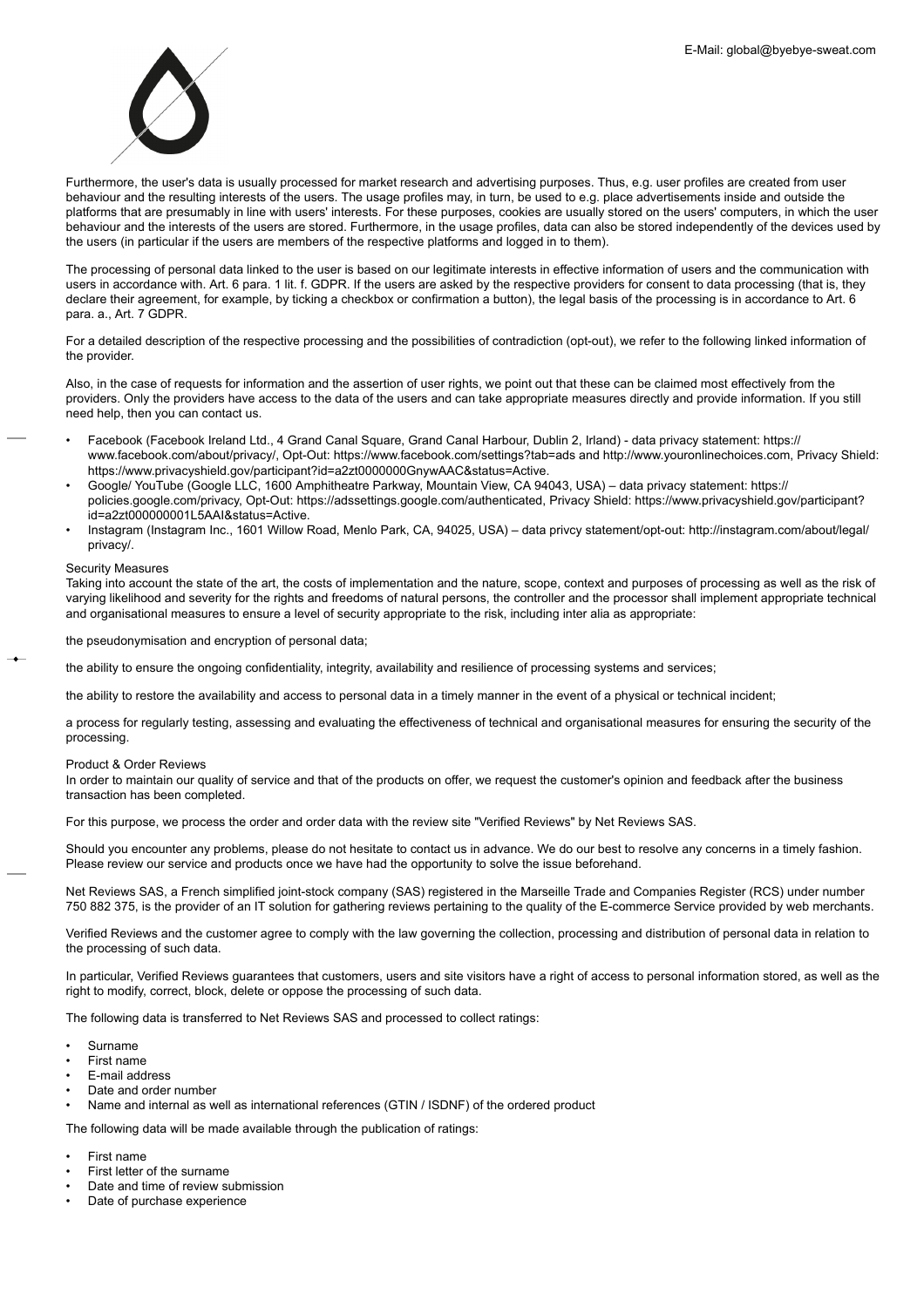Furthermore, the user's data is usually processed for market research and advertising purposes. Thus, e.g. user profiles are created from user behaviour and the resulting interests of the users. The usage profiles may, in turn, be used to e.g. place advertisements inside and outside the platforms that are presumably in line with users' interests. For these purposes, cookies are usually stored on the users' computers, in which the user behaviour and the interests of the users are stored. Furthermore, in the usage profiles, data can also be stored independently of the devices used by the users (in particular if the users are members of the respective platforms and logged in to them).

The processing of personal data linked to the user is based on our legitimate interests in effective information of users and the communication with users in accordance with. Art. 6 para. 1 lit. f. GDPR. If the users are asked by the respective providers for consent to data processing (that is, they declare their agreement, for example, by ticking a checkbox or confirmation a button), the legal basis of the processing is in accordance to Art. 6 para. a., Art. 7 GDPR.

For a detailed description of the respective processing and the possibilities of contradiction (opt-out), we refer to the following linked information of the provider.

Also, in the case of requests for information and the assertion of user rights, we point out that these can be claimed most effectively from the providers. Only the providers have access to the data of the users and can take appropriate measures directly and provide information. If you still need help, then you can contact us.

- Facebook (Facebook Ireland Ltd., 4 Grand Canal Square, Grand Canal Harbour, Dublin 2, Irland) - data privacy statement: https://www.facebook.com/about/privacy/, Opt-Out: https://www.facebook.com/settings?tab=ads and http://www.youronlinechoices.com, Privacy Shield: https://www.privacyshield.gov/participant?id=a2zt0000000GnywAAC&status=Active.
- Google/ YouTube (Google LLC, 1600 Amphitheatre Parkway, Mountain View, CA 94043, USA) – data privacy statement: https://policies.google.com/privacy, Opt-Out: https://adssettings.google.com/authenticated, Privacy Shield: https://www.privacyshield.gov/participant?id=a2zt000000001L5AAI&status=Active.
- Instagram (Instagram Inc., 1601 Willow Road, Menlo Park, CA, 94025, USA) – data privcy statement/opt-out: http://instagram.com/about/legal/privacy/.

Security Measures

Taking into account the state of the art, the costs of implementation and the nature, scope, context and purposes of processing as well as the risk of varying likelihood and severity for the rights and freedoms of natural persons, the controller and the processor shall implement appropriate technical and organisational measures to ensure a level of security appropriate to the risk, including inter alia as appropriate:

the pseudonymisation and encryption of personal data;

the ability to ensure the ongoing confidentiality, integrity, availability and resilience of processing systems and services;

the ability to restore the availability and access to personal data in a timely manner in the event of a physical or technical incident;

a process for regularly testing, assessing and evaluating the effectiveness of technical and organisational measures for ensuring the security of the processing.

Product & Order Reviews

In order to maintain our quality of service and that of the products on offer, we request the customer's opinion and feedback after the business transaction has been completed.

For this purpose, we process the order and order data with the review site "Verified Reviews" by Net Reviews SAS.

Should you encounter any problems, please do not hesitate to contact us in advance. We do our best to resolve any concerns in a timely fashion. Please review our service and products once we have had the opportunity to solve the issue beforehand.

Net Reviews SAS, a French simplified joint-stock company (SAS) registered in the Marseille Trade and Companies Register (RCS) under number 750 882 375, is the provider of an IT solution for gathering reviews pertaining to the quality of the E-commerce Service provided by web merchants.

Verified Reviews and the customer agree to comply with the law governing the collection, processing and distribution of personal data in relation to the processing of such data.

In particular, Verified Reviews guarantees that customers, users and site visitors have a right of access to personal information stored, as well as the right to modify, correct, block, delete or oppose the processing of such data.

The following data is transferred to Net Reviews SAS and processed to collect ratings:

- Surname
- First name
- E-mail address
- Date and order number
- Name and internal as well as international references (GTIN / ISDNF) of the ordered product

The following data will be made available through the publication of ratings:

- First name
- First letter of the surname
- Date and time of review submission
- Date of purchase experience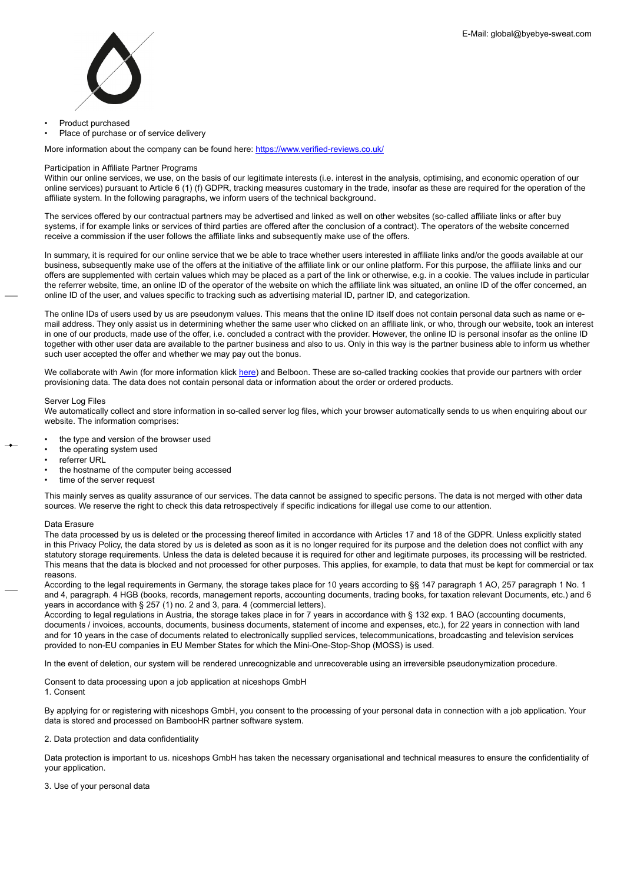- Product purchased
- Place of purchase or of service delivery

More information about the company can be found here: [https://www.verified-reviews.co.uk/](https://www.verified-reviews.co.uk/)

Participation in Affiliate Partner Programs
Within our online services, we use, on the basis of our legitimate interests (i.e. interest in the analysis, optimising, and economic operation of our online services) pursuant to Article 6 (1) (f) GDPR, tracking measures customary in the trade, insofar as these are required for the operation of the affiliate system. In the following paragraphs, we inform users of the technical background.

The services offered by our contractual partners may be advertised and linked as well on other websites (so-called affiliate links or after buy systems, if for example links or services of third parties are offered after the conclusion of a contract). The operators of the website concerned receive a commission if the user follows the affiliate links and subsequently make use of the offers.

In summary, it is required for our online service that we be able to trace whether users interested in affiliate links and/or the goods available at our business, subsequently make use of the offers at the initiative of the affiliate link or our online platform. For this purpose, the affiliate links and our offers are supplemented with certain values which may be placed as a part of the link or otherwise, e.g. in a cookie. The values include in particular the referrer website, time, an online ID of the operator of the website on which the affiliate link was situated, an online ID of the offer concerned, an online ID of the user, and values specific to tracking such as advertising material ID, partner ID, and categorization.

The online IDs of users used by us are pseudonym values. This means that the online ID itself does not contain personal data such as name or e-mail address. They only assist us in determining whether the same user who clicked on an affiliate link, or who, through our website, took an interest in one of our products, made use of the offer, i.e. concluded a contract with the provider. However, the online ID is personal insofar as the online ID together with other user data are available to the partner business and also to us. Only in this way is the partner business able to inform us whether such user accepted the offer and whether we may pay out the bonus.

We collaborate with Awin (for more information klick [here](#)) and Belboon. These are so-called tracking cookies that provide our partners with order provisioning data. The data does not contain personal data or information about the order or ordered products.

Server Log Files
We automatically collect and store information in so-called server log files, which your browser automatically sends to us when enquiring about our website. The information comprises:

- the type and version of the browser used
- the operating system used
- referrer URL
- the hostname of the computer being accessed
- time of the server request

This mainly serves as quality assurance of our services. The data cannot be assigned to specific persons. The data is not merged with other data sources. We reserve the right to check this data retrospectively if specific indications for illegal use come to our attention.

Data Erasure
The data processed by us is deleted or the processing thereof limited in accordance with Articles 17 and 18 of the GDPR. Unless explicitly stated in this Privacy Policy, the data stored by us is deleted as soon as it is no longer required for its purpose and the deletion does not conflict with any statutory storage requirements. Unless the data is deleted because it is required for other and legitimate purposes, its processing will be restricted. This means that the data is blocked and not processed for other purposes. This applies, for example, to data that must be kept for commercial or tax reasons.
According to the legal requirements in Germany, the storage takes place for 10 years according to §§ 147 paragraph 1 AO, 257 paragraph 1 No. 1 and 4, paragraph. 4 HGB (books, records, management reports, accounting documents, trading books, for taxation relevant Documents, etc.) and 6 years in accordance with § 257 (1) no. 2 and 3, para. 4 (commercial letters).
According to legal regulations in Austria, the storage takes place in for 7 years in accordance with § 132 exp. 1 BAO (accounting documents, documents / invoices, accounts, documents, business documents, statement of income and expenses, etc.), for 22 years in connection with land and for 10 years in the case of documents related to electronically supplied services, telecommunications, broadcasting and television services provided to non-EU companies in EU Member States for which the Mini-One-Stop-Shop (MOSS) is used.

In the event of deletion, our system will be rendered unrecognizable and unrecoverable using an irreversible pseudonymization procedure.

Consent to data processing upon a job application at niceshops GmbH
1. Consent

By applying for or registering with niceshops GmbH, you consent to the processing of your personal data in connection with a job application. Your data is stored and processed on BambooHR partner software system.

2. Data protection and data confidentiality

Data protection is important to us. niceshops GmbH has taken the necessary organisational and technical measures to ensure the confidentiality of your application.

3. Use of your personal data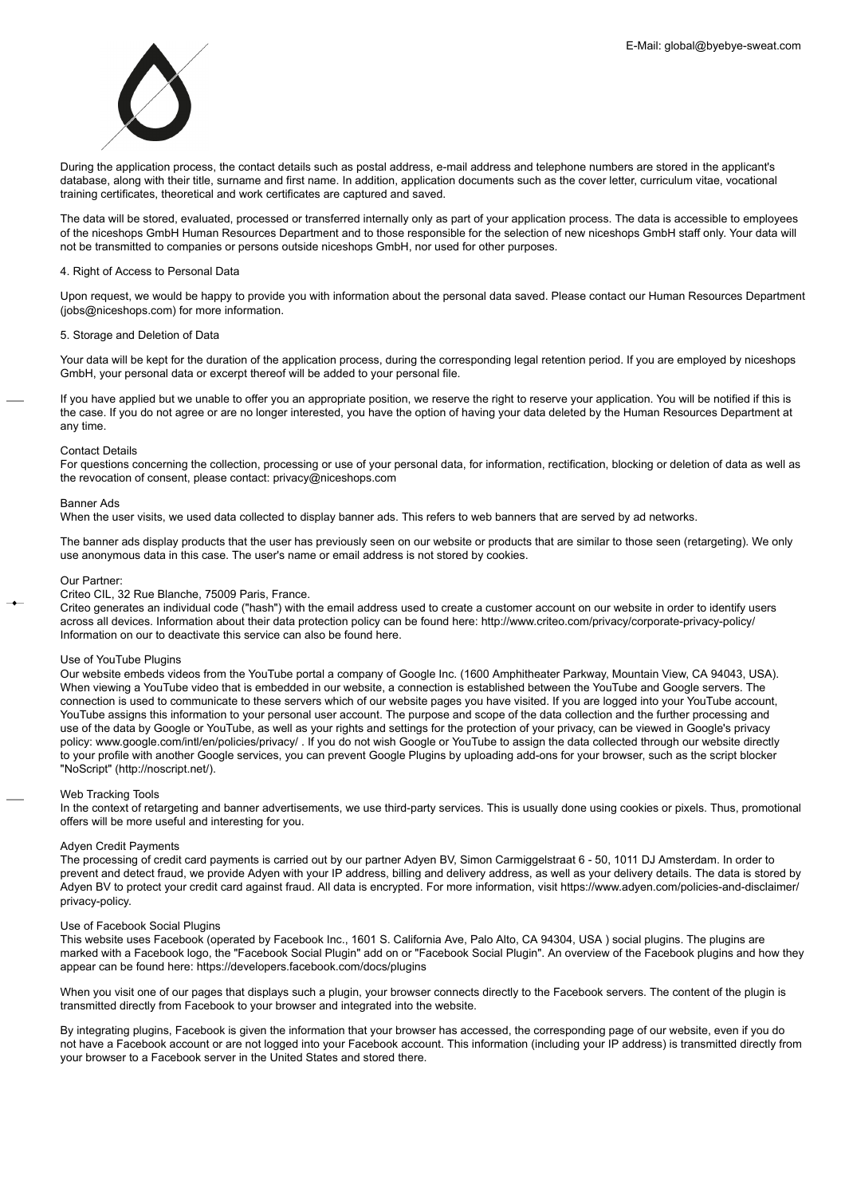During the application process, the contact details such as postal address, e-mail address and telephone numbers are stored in the applicant's database, along with their title, surname and first name. In addition, application documents such as the cover letter, curriculum vitae, vocational training certificates, theoretical and work certificates are captured and saved.

The data will be stored, evaluated, processed or transferred internally only as part of your application process. The data is accessible to employees of the niceshops GmbH Human Resources Department and to those responsible for the selection of new niceshops GmbH staff only. Your data will not be transmitted to companies or persons outside niceshops GmbH, nor used for other purposes.

4. Right of Access to Personal Data

Upon request, we would be happy to provide you with information about the personal data saved. Please contact our Human Resources Department (jobs@niceshops.com) for more information.

5. Storage and Deletion of Data

Your data will be kept for the duration of the application process, during the corresponding legal retention period. If you are employed by niceshops GmbH, your personal data or excerpt thereof will be added to your personal file.

If you have applied but we unable to offer you an appropriate position, we reserve the right to reserve your application. You will be notified if this is the case. If you do not agree or are no longer interested, you have the option of having your data deleted by the Human Resources Department at any time.

Contact Details
For questions concerning the collection, processing or use of your personal data, for information, rectification, blocking or deletion of data as well as the revocation of consent, please contact: privacy@niceshops.com

Banner Ads
When the user visits, we used data collected to display banner ads. This refers to web banners that are served by ad networks.

The banner ads display products that the user has previously seen on our website or products that are similar to those seen (retargeting). We only use anonymous data in this case. The user's name or email address is not stored by cookies.

Our Partner:
Criteo CIL, 32 Rue Blanche, 75009 Paris, France.
Criteo generates an individual code ("hash") with the email address used to create a customer account on our website in order to identify users across all devices. Information about their data protection policy can be found here: http://www.criteo.com/privacy/corporate-privacy-policy/
Information on our to deactivate this service can also be found here.

Use of YouTube Plugins
Our website embeds videos from the YouTube portal a company of Google Inc. (1600 Amphitheater Parkway, Mountain View, CA 94043, USA). When viewing a YouTube video that is embedded in our website, a connection is established between the YouTube and Google servers. The connection is used to communicate to these servers which of our website pages you have visited. If you are logged into your YouTube account, YouTube assigns this information to your personal user account. The purpose and scope of the data collection and the further processing and use of the data by Google or YouTube, as well as your rights and settings for the protection of your privacy, can be viewed in Google's privacy policy: www.google.com/intl/en/policies/privacy/ . If you do not wish Google or YouTube to assign the data collected through our website directly to your profile with another Google services, you can prevent Google Plugins by uploading add-ons for your browser, such as the script blocker "NoScript" (http://noscript.net/).

Web Tracking Tools
In the context of retargeting and banner advertisements, we use third-party services. This is usually done using cookies or pixels. Thus, promotional offers will be more useful and interesting for you.

Adyen Credit Payments
The processing of credit card payments is carried out by our partner Adyen BV, Simon Carmiggelstraat 6 - 50, 1011 DJ Amsterdam. In order to prevent and detect fraud, we provide Adyen with your IP address, billing and delivery address, as well as your delivery details. The data is stored by Adyen BV to protect your credit card against fraud. All data is encrypted. For more information, visit https://www.adyen.com/policies-and-disclaimer/privacy-policy.

Use of Facebook Social Plugins
This website uses Facebook (operated by Facebook Inc., 1601 S. California Ave, Palo Alto, CA 94304, USA ) social plugins. The plugins are marked with a Facebook logo, the "Facebook Social Plugin" add on or "Facebook Social Plugin". An overview of the Facebook plugins and how they appear can be found here: https://developers.facebook.com/docs/plugins

When you visit one of our pages that displays such a plugin, your browser connects directly to the Facebook servers. The content of the plugin is transmitted directly from Facebook to your browser and integrated into the website.

By integrating plugins, Facebook is given the information that your browser has accessed, the corresponding page of our website, even if you do not have a Facebook account or are not logged into your Facebook account. This information (including your IP address) is transmitted directly from your browser to a Facebook server in the United States and stored there.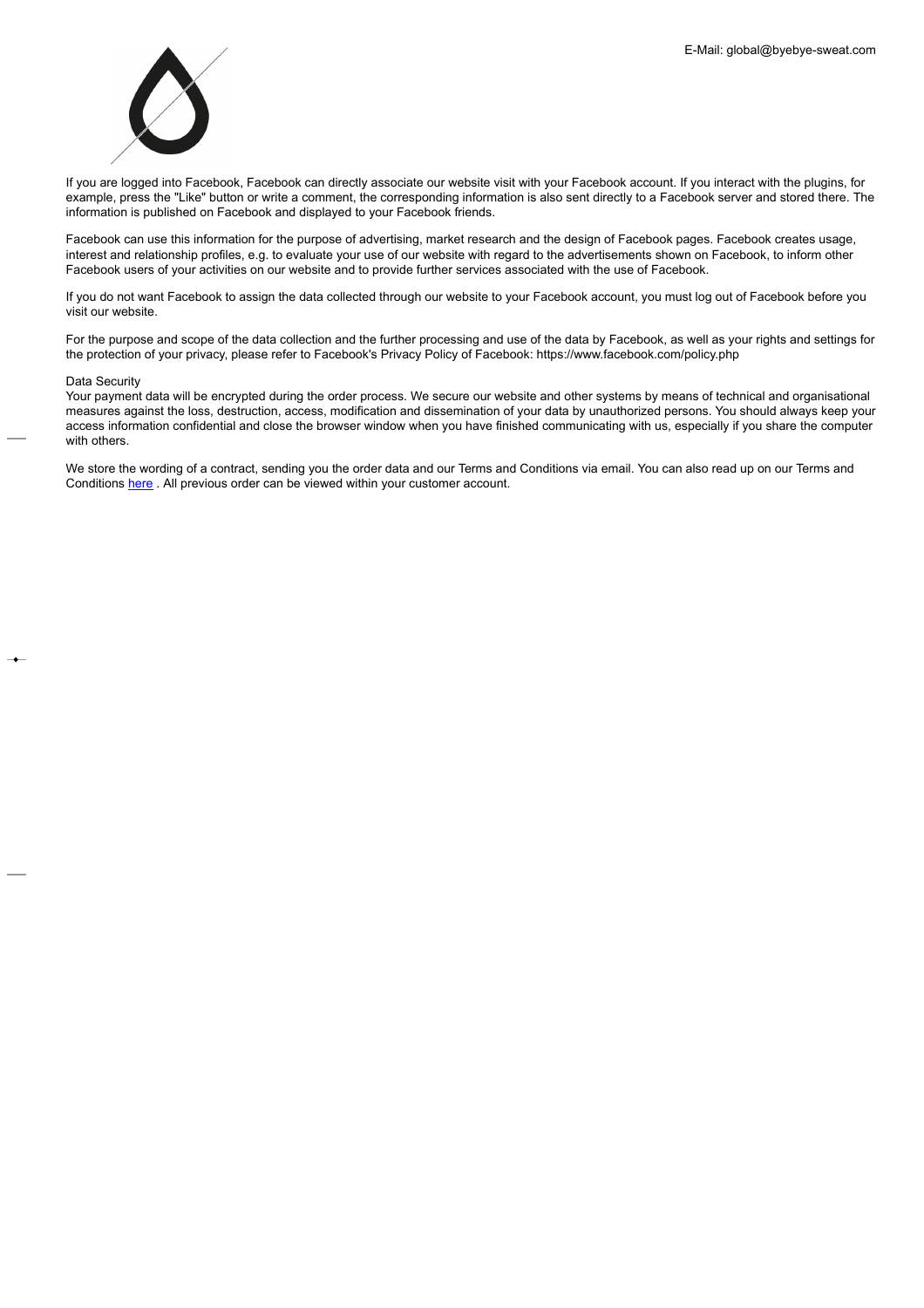If you are logged into Facebook, Facebook can directly associate our website visit with your Facebook account. If you interact with the plugins, for example, press the "Like" button or write a comment, the corresponding information is also sent directly to a Facebook server and stored there. The information is published on Facebook and displayed to your Facebook friends.

Facebook can use this information for the purpose of advertising, market research and the design of Facebook pages. Facebook creates usage, interest and relationship profiles, e.g. to evaluate your use of our website with regard to the advertisements shown on Facebook, to inform other Facebook users of your activities on our website and to provide further services associated with the use of Facebook.

If you do not want Facebook to assign the data collected through our website to your Facebook account, you must log out of Facebook before you visit our website.

For the purpose and scope of the data collection and the further processing and use of the data by Facebook, as well as your rights and settings for the protection of your privacy, please refer to Facebook's Privacy Policy of Facebook: https://www.facebook.com/policy.php

Data Security

Your payment data will be encrypted during the order process. We secure our website and other systems by means of technical and organisational measures against the loss, destruction, access, modification and dissemination of your data by unauthorized persons. You should always keep your access information confidential and close the browser window when you have finished communicating with us, especially if you share the computer with others.

We store the wording of a contract, sending you the order data and our Terms and Conditions via email. You can also read up on our Terms and Conditions here . All previous order can be viewed within your customer account.